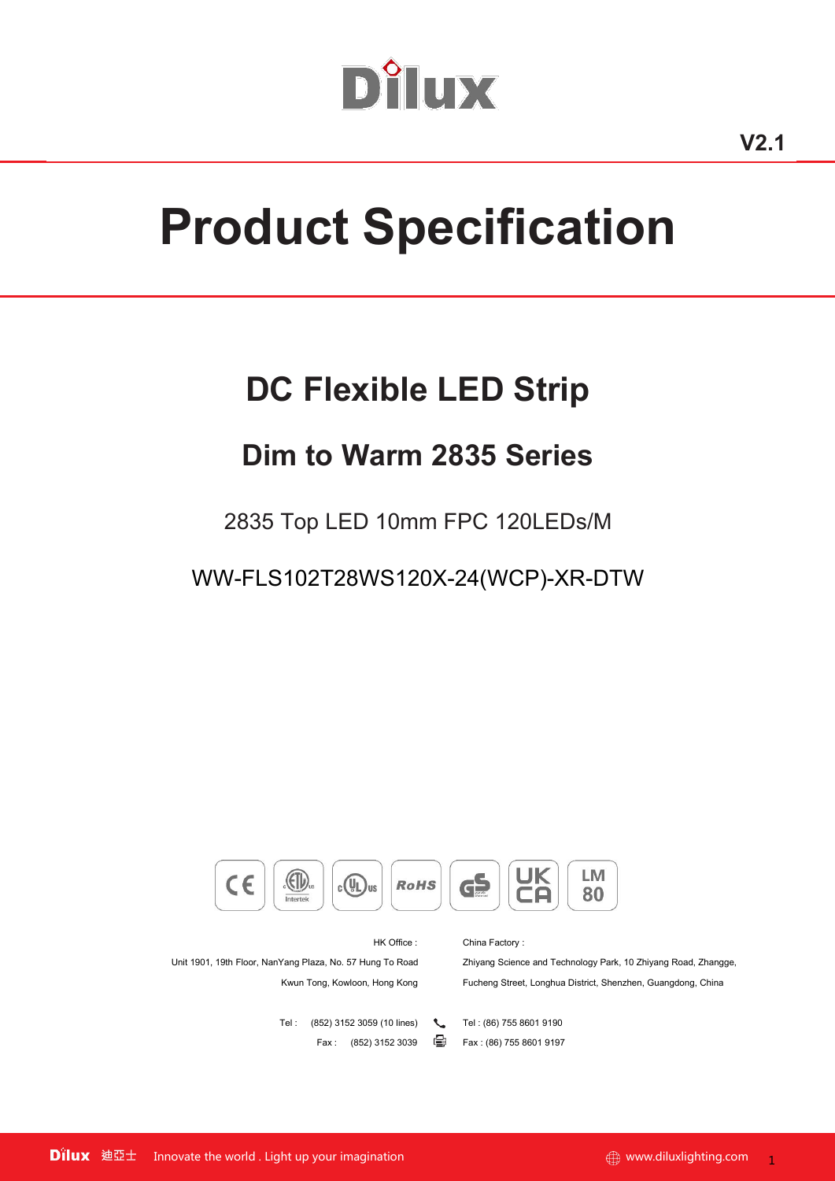V2.1

# Product Specification

## DC Flexible LED Strip

## Dim to Warm 2835 Series

2835 Top LED 10mm FPC 120LEDs/M

WW-FLS102T28WS120X-24(WCP)-XR-DTW

HK Office :

Unit 1901, 19th Floor, NanYang Plaza, No. 57 Hung To Road
Kwun Tong, Kowloon, Hong Kong

Tel : (852) 3152 3059 (10 lines)
Fax : (852) 3152 3039

China Factory :

Zhiyang Science and Technology Park, 10 Zhiyang Road, Zhangge,
Fucheng Street, Longhua District, Shenzhen, Guangdong, China

Tel : (86) 755 8601 9190
Fax : (86) 755 8601 9197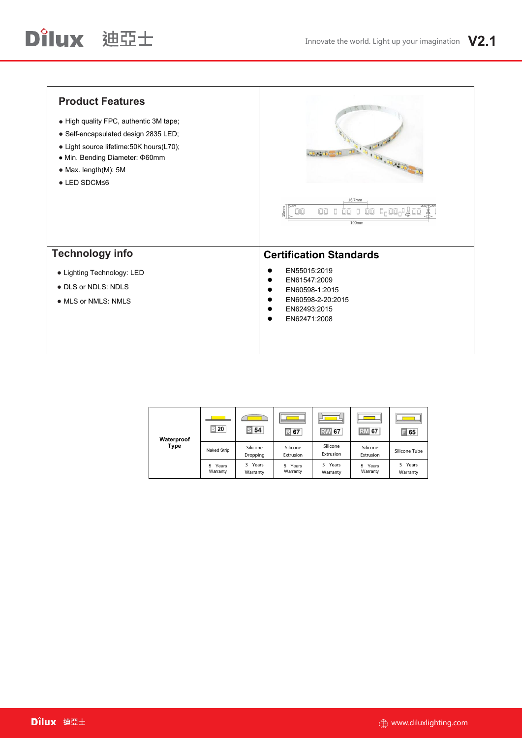## Product Features

- High quality FPC, authentic 3M tape;
- Self-encapsulated design 2835 LED;
- Light source lifetime:50K hours(L70);
- Min. Bending Diameter: Φ60mm
- Max. length(M): 5M
- LED SDCM≤6

## Technology info

- Lighting Technology: LED
- DLS or NDLS: NDLS
- MLS or NMLS: NMLS

## Certification Standards

- EN55015:2019
- EN61547:2009
- EN60598-1:2015
- EN60598-2-20:2015
- EN62493:2015
- EN62471:2008

| Waterproof Type | B 20 | S 54 | R 67 | RW 67 | RM 67 | F 65 |
|---|---|---|---|---|---|---|
| | Naked Strip | Silicone Dropping | Silicone Extrusion | Silicone Extrusion | Silicone Extrusion | Silicone Tube |
| | 5 Years Warranty | 3 Years Warranty | 5 Years Warranty | 5 Years Warranty | 5 Years Warranty | 5 Years Warranty |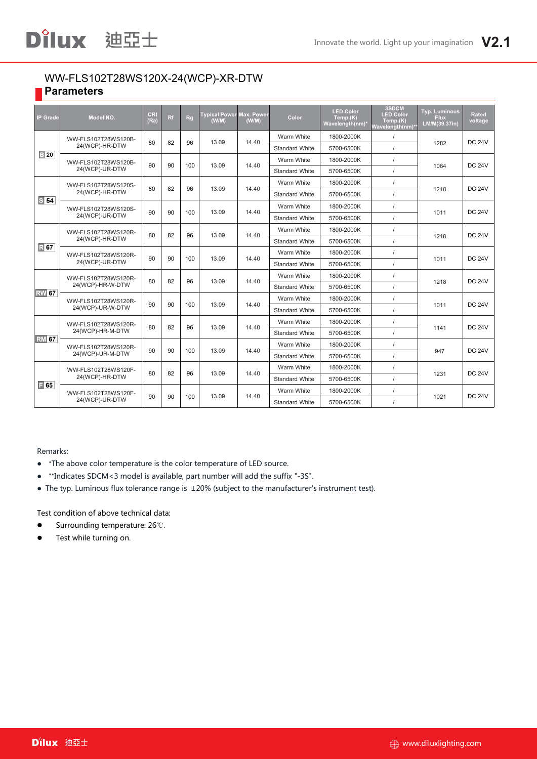WW-FLS102T28WS120X-24(WCP)-XR-DTW

## Parameters

| IP Grade | Model NO. | CRI (Ra) | Rf | Rg | Typical Power (W/M) | Max. Power (W/M) | Color | LED Color Temp.(K) Wavelength(nm)* | 3SDCM LED Color Temp.(K) Wavelength(nm)** | Typ. Luminous Flux LM/M(39.37in) | Rated voltage |
|---|---|---|---|---|---|---|---|---|---|---|---|
| B 20 | WW-FLS102T28WS120B-24(WCP)-HR-DTW | 80 | 82 | 96 | 13.09 | 14.40 | Warm White | 1800-2000K | / | 1282 | DC 24V |
| | | | | | | | Standard White | 5700-6500K | / | | |
| | WW-FLS102T28WS120B-24(WCP)-UR-DTW | 90 | 90 | 100 | 13.09 | 14.40 | Warm White | 1800-2000K | / | 1064 | DC 24V |
| | | | | | | | Standard White | 5700-6500K | / | | |
| S 54 | WW-FLS102T28WS120S-24(WCP)-HR-DTW | 80 | 82 | 96 | 13.09 | 14.40 | Warm White | 1800-2000K | / | 1218 | DC 24V |
| | | | | | | | Standard White | 5700-6500K | / | | |
| | WW-FLS102T28WS120S-24(WCP)-UR-DTW | 90 | 90 | 100 | 13.09 | 14.40 | Warm White | 1800-2000K | / | 1011 | DC 24V |
| | | | | | | | Standard White | 5700-6500K | / | | |
| R 67 | WW-FLS102T28WS120R-24(WCP)-HR-DTW | 80 | 82 | 96 | 13.09 | 14.40 | Warm White | 1800-2000K | / | 1218 | DC 24V |
| | | | | | | | Standard White | 5700-6500K | / | | |
| | WW-FLS102T28WS120R-24(WCP)-UR-DTW | 90 | 90 | 100 | 13.09 | 14.40 | Warm White | 1800-2000K | / | 1011 | DC 24V |
| | | | | | | | Standard White | 5700-6500K | / | | |
| RW 67 | WW-FLS102T28WS120R-24(WCP)-HR-W-DTW | 80 | 82 | 96 | 13.09 | 14.40 | Warm White | 1800-2000K | / | 1218 | DC 24V |
| | | | | | | | Standard White | 5700-6500K | / | | |
| | WW-FLS102T28WS120R-24(WCP)-UR-W-DTW | 90 | 90 | 100 | 13.09 | 14.40 | Warm White | 1800-2000K | / | 1011 | DC 24V |
| | | | | | | | Standard White | 5700-6500K | / | | |
| RM 67 | WW-FLS102T28WS120R-24(WCP)-HR-M-DTW | 80 | 82 | 96 | 13.09 | 14.40 | Warm White | 1800-2000K | / | 1141 | DC 24V |
| | | | | | | | Standard White | 5700-6500K | / | | |
| | WW-FLS102T28WS120R-24(WCP)-UR-M-DTW | 90 | 90 | 100 | 13.09 | 14.40 | Warm White | 1800-2000K | / | 947 | DC 24V |
| | | | | | | | Standard White | 5700-6500K | / | | |
| F 65 | WW-FLS102T28WS120F-24(WCP)-HR-DTW | 80 | 82 | 96 | 13.09 | 14.40 | Warm White | 1800-2000K | / | 1231 | DC 24V |
| | | | | | | | Standard White | 5700-6500K | / | | |
| | WW-FLS102T28WS120F-24(WCP)-UR-DTW | 90 | 90 | 100 | 13.09 | 14.40 | Warm White | 1800-2000K | / | 1021 | DC 24V |
| | | | | | | | Standard White | 5700-6500K | / | | |

Remarks:

- *The above color temperature is the color temperature of LED source.
- **Indicates SDCM<3 model is available, part number will add the suffix "-3S".
- The typ. Luminous flux tolerance range is ±20% (subject to the manufacturer's instrument test).

Test condition of above technical data:

- Surrounding temperature: 26℃.
- Test while turning on.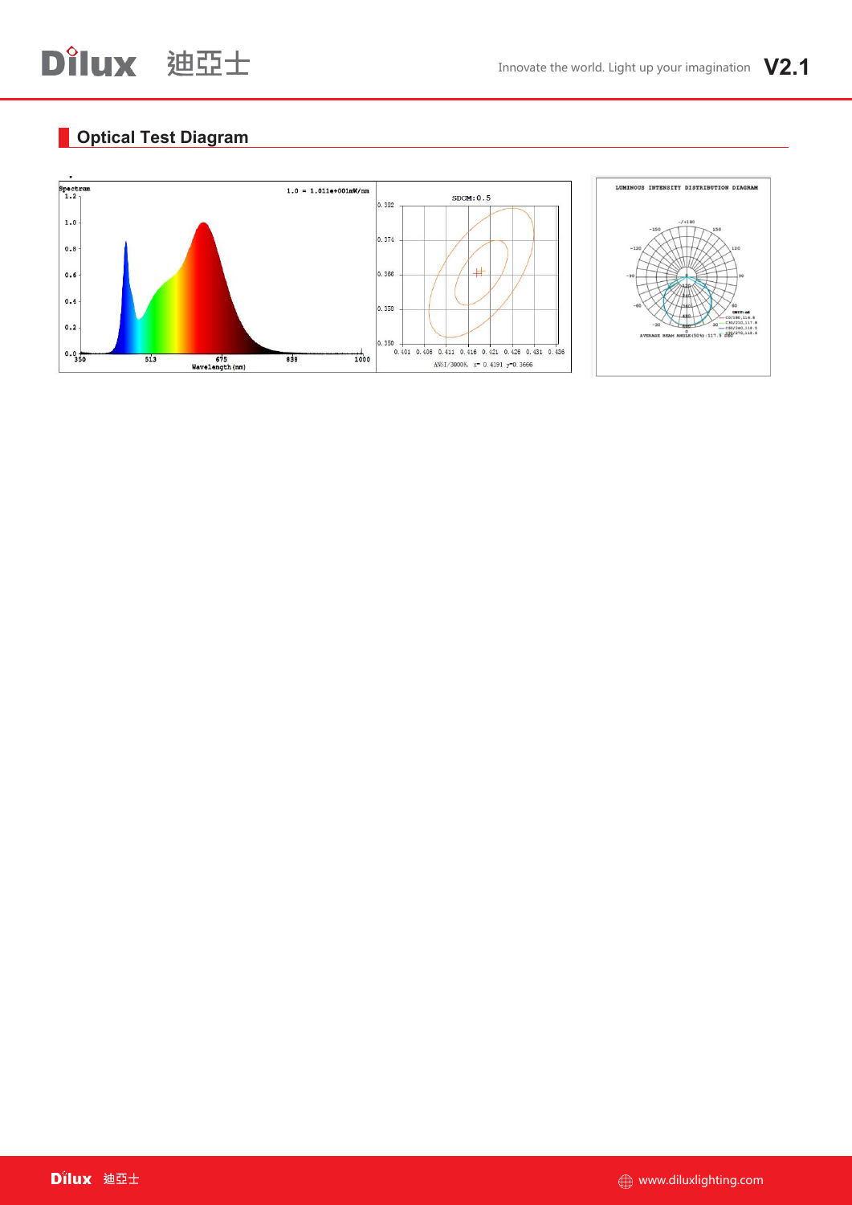## Optical Test Diagram

Spectrum

1.0 = 1.011e+001mW/nm

Wavelength (nm)

SDCM: 0.5

ANSI/3000K, x= 0.4191 y=0.3666

LUMINOUS INTENSITY DISTRIBUTION DIAGRAM

AVERAGE BEAM ANGLE(50%): 117.3 DEG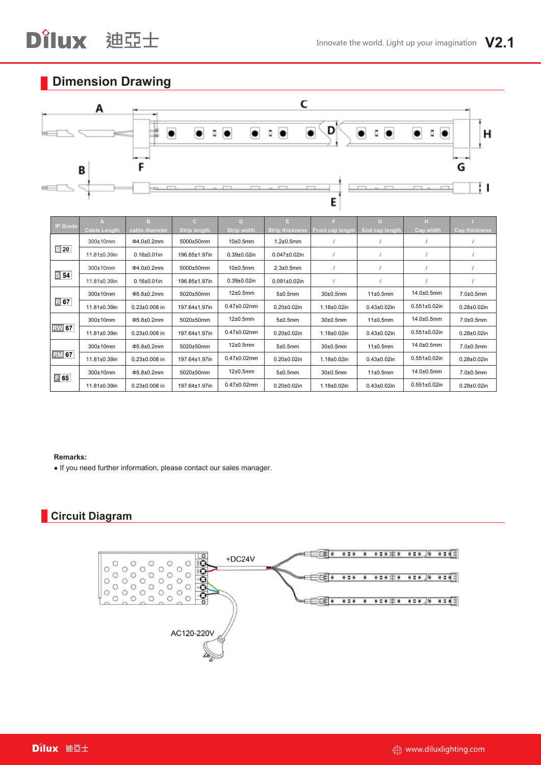## Dimension Drawing

| IP Grade | A Cable Length | B cable diameter | C Strip length | D Strip width | E Strip thickness | F Front cap length | G End cap length | H Cap width | I Cap thickness |
|---|---|---|---|---|---|---|---|---|---|
| B 20 | 300±10mm | Φ4.0±0.2mm | 5000±50mm | 10±0.5mm | 1.2±0.5mm | / | / | / | / |
| | 11.81±0.39in | 0.16±0.01in | 196.85±1.97in | 0.39±0.02in | 0.047±0.02in | / | / | / | / |
| S 54 | 300±10mm | Φ4.0±0.2mm | 5000±50mm | 10±0.5mm | 2.3±0.5mm | / | / | / | / |
| | 11.81±0.39in | 0.16±0.01in | 196.85±1.97in | 0.39±0.02in | 0.091±0.02in | / | / | / | / |
| R 67 | 300±10mm | Φ5.8±0.2mm | 5020±50mm | 12±0.5mm | 5±0.5mm | 30±0.5mm | 11±0.5mm | 14.0±0.5mm | 7.0±0.5mm |
| | 11.81±0.39in | 0.23±0.008 in | 197.64±1.97in | 0.47±0.02mm | 0.20±0.02in | 1.18±0.02in | 0.43±0.02in | 0.551±0.02in | 0.28±0.02in |
| RW 67 | 300±10mm | Φ5.8±0.2mm | 5020±50mm | 12±0.5mm | 5±0.5mm | 30±0.5mm | 11±0.5mm | 14.0±0.5mm | 7.0±0.5mm |
| | 11.81±0.39in | 0.23±0.008 in | 197.64±1.97in | 0.47±0.02mm | 0.20±0.02in | 1.18±0.02in | 0.43±0.02in | 0.551±0.02in | 0.28±0.02in |
| RM 67 | 300±10mm | Φ5.8±0.2mm | 5020±50mm | 12±0.5mm | 5±0.5mm | 30±0.5mm | 11±0.5mm | 14.0±0.5mm | 7.0±0.5mm |
| | 11.81±0.39in | 0.23±0.008 in | 197.64±1.97in | 0.47±0.02mm | 0.20±0.02in | 1.18±0.02in | 0.43±0.02in | 0.551±0.02in | 0.28±0.02in |
| F 65 | 300±10mm | Φ5.8±0.2mm | 5020±50mm | 12±0.5mm | 5±0.5mm | 30±0.5mm | 11±0.5mm | 14.0±0.5mm | 7.0±0.5mm |
| | 11.81±0.39in | 0.23±0.008 in | 197.64±1.97in | 0.47±0.02mm | 0.20±0.02in | 1.18±0.02in | 0.43±0.02in | 0.551±0.02in | 0.28±0.02in |

**Remarks:**

- If you need further information, please contact our sales manager.

## Circuit Diagram

+DC24V

AC120-220V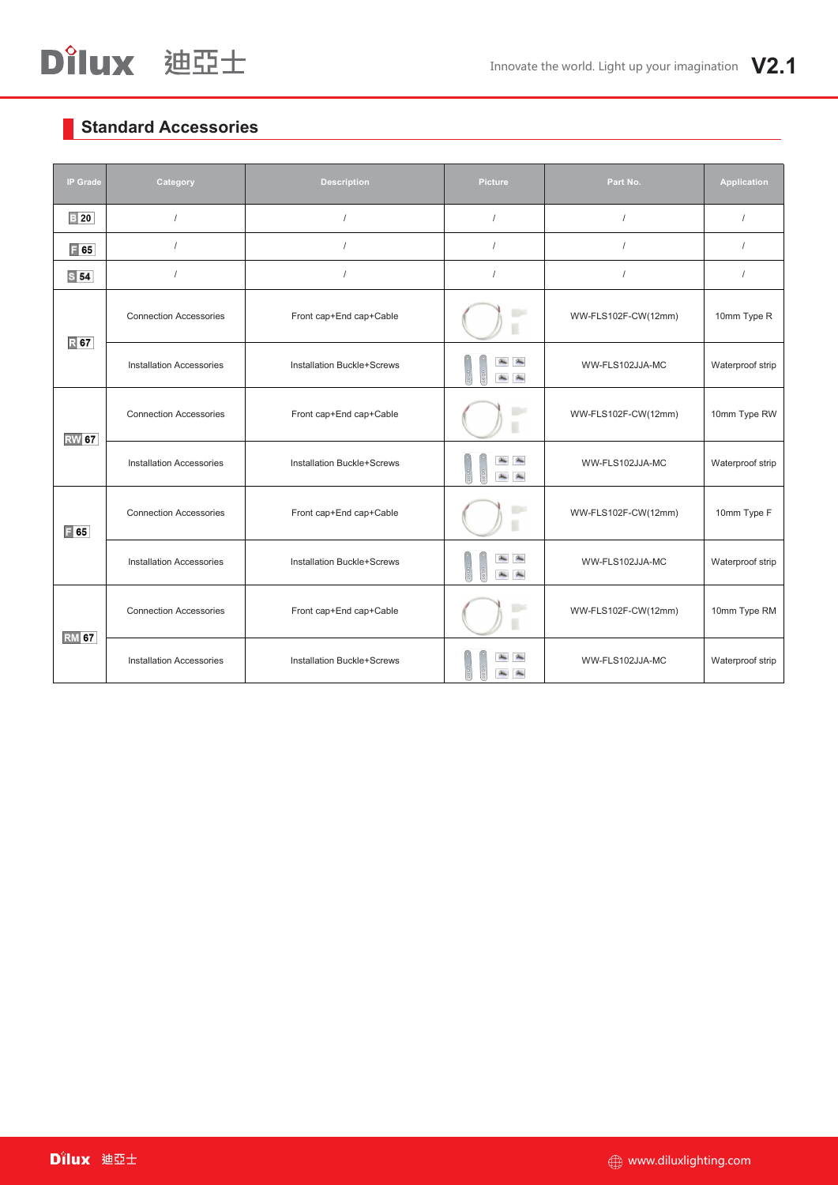## Standard Accessories

| IP Grade | Category | Description | Picture | Part No. | Application |
|---|---|---|---|---|---|
| B 20 | / | / | / | / | / |
| F 65 | / | / | / | / | / |
| S 54 | / | / | / | / | / |
| R 67 | Connection Accessories | Front cap+End cap+Cable | | WW-FLS102F-CW(12mm) | 10mm Type R |
| | Installation Accessories | Installation Buckle+Screws | | WW-FLS102JJA-MC | Waterproof strip |
| RW 67 | Connection Accessories | Front cap+End cap+Cable | | WW-FLS102F-CW(12mm) | 10mm Type RW |
| | Installation Accessories | Installation Buckle+Screws | | WW-FLS102JJA-MC | Waterproof strip |
| F 65 | Connection Accessories | Front cap+End cap+Cable | | WW-FLS102F-CW(12mm) | 10mm Type F |
| | Installation Accessories | Installation Buckle+Screws | | WW-FLS102JJA-MC | Waterproof strip |
| RM 67 | Connection Accessories | Front cap+End cap+Cable | | WW-FLS102F-CW(12mm) | 10mm Type RM |
| | Installation Accessories | Installation Buckle+Screws | | WW-FLS102JJA-MC | Waterproof strip |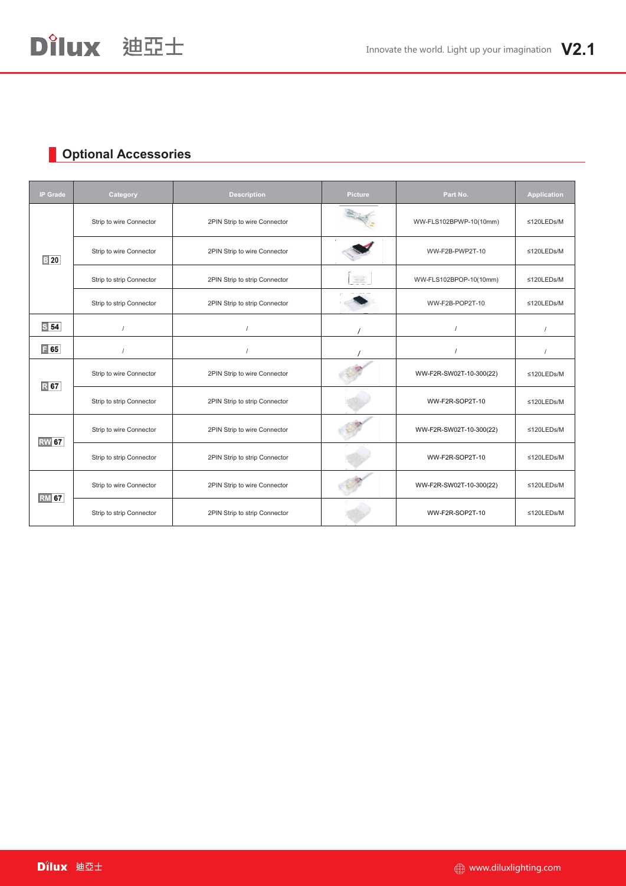## Optional Accessories

| IP Grade | Category | Description | Picture | Part No. | Application |
|---|---|---|---|---|---|
| B 20 | Strip to wire Connector | 2PIN Strip to wire Connector | | WW-FLS102BPWP-10(10mm) | ≤120LEDs/M |
| | Strip to wire Connector | 2PIN Strip to wire Connector | | WW-F2B-PWP2T-10 | ≤120LEDs/M |
| | Strip to strip Connector | 2PIN Strip to strip Connector | | WW-FLS102BPOP-10(10mm) | ≤120LEDs/M |
| | Strip to strip Connector | 2PIN Strip to strip Connector | | WW-F2B-POP2T-10 | ≤120LEDs/M |
| S 54 | / | / | / | / | / |
| F 65 | / | / | / | / | / |
| R 67 | Strip to wire Connector | 2PIN Strip to wire Connector | | WW-F2R-SW02T-10-300(22) | ≤120LEDs/M |
| | Strip to strip Connector | 2PIN Strip to strip Connector | | WW-F2R-SOP2T-10 | ≤120LEDs/M |
| RW 67 | Strip to wire Connector | 2PIN Strip to wire Connector | | WW-F2R-SW02T-10-300(22) | ≤120LEDs/M |
| | Strip to strip Connector | 2PIN Strip to strip Connector | | WW-F2R-SOP2T-10 | ≤120LEDs/M |
| RM 67 | Strip to wire Connector | 2PIN Strip to wire Connector | | WW-F2R-SW02T-10-300(22) | ≤120LEDs/M |
| | Strip to strip Connector | 2PIN Strip to strip Connector | | WW-F2R-SOP2T-10 | ≤120LEDs/M |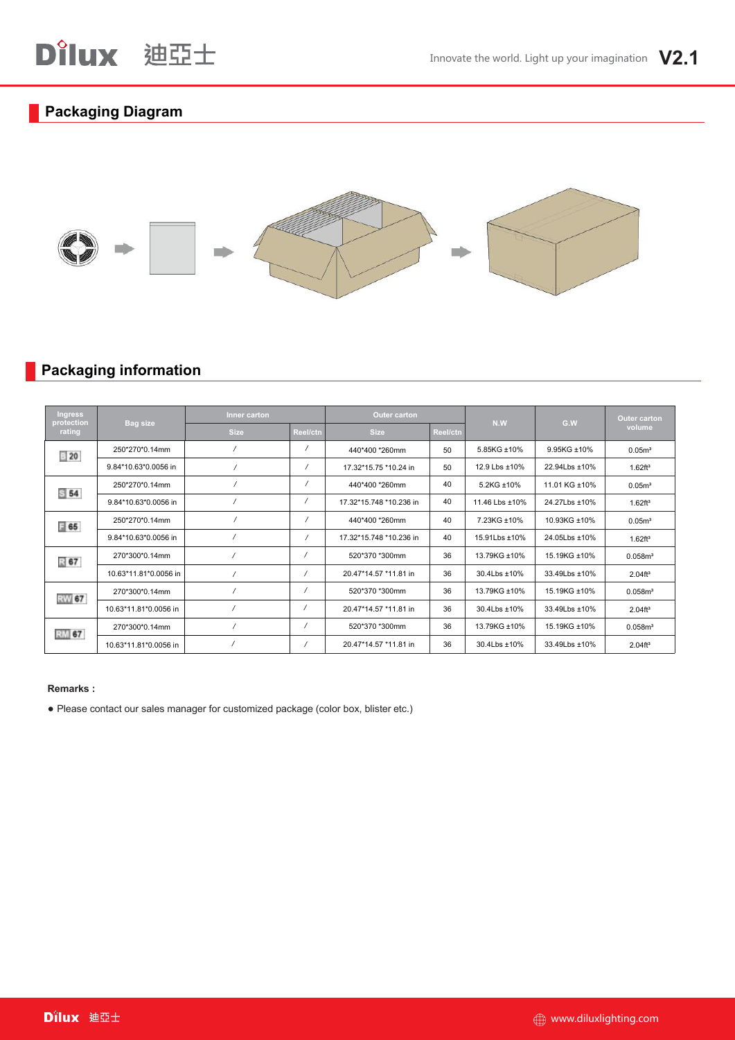## Packaging Diagram

## Packaging information

| Ingress protection rating | Bag size | Inner carton | | Outer carton | | N.W | G.W | Outer carton volume |
|---|---|---|---|---|---|---|---|---|
| | | Size | Reel/ctn | Size | Reel/ctn | | | |
| B 20 | 250*270*0.14mm | / | / | 440*400 *260mm | 50 | 5.85KG ±10% | 9.95KG ±10% | 0.05m³ |
| | 9.84*10.63*0.0056 in | / | / | 17.32*15.75 *10.24 in | 50 | 12.9 Lbs ±10% | 22.94Lbs ±10% | 1.62ft³ |
| S 54 | 250*270*0.14mm | / | / | 440*400 *260mm | 40 | 5.2KG ±10% | 11.01 KG ±10% | 0.05m³ |
| | 9.84*10.63*0.0056 in | / | / | 17.32*15.748 *10.236 in | 40 | 11.46 Lbs ±10% | 24.27Lbs ±10% | 1.62ft³ |
| F 65 | 250*270*0.14mm | / | / | 440*400 *260mm | 40 | 7.23KG ±10% | 10.93KG ±10% | 0.05m³ |
| | 9.84*10.63*0.0056 in | / | / | 17.32*15.748 *10.236 in | 40 | 15.91Lbs ±10% | 24.05Lbs ±10% | 1.62ft³ |
| R 67 | 270*300*0.14mm | / | / | 520*370 *300mm | 36 | 13.79KG ±10% | 15.19KG ±10% | 0.058m³ |
| | 10.63*11.81*0.0056 in | / | / | 20.47*14.57 *11.81 in | 36 | 30.4Lbs ±10% | 33.49Lbs ±10% | 2.04ft³ |
| RW 67 | 270*300*0.14mm | / | / | 520*370 *300mm | 36 | 13.79KG ±10% | 15.19KG ±10% | 0.058m³ |
| | 10.63*11.81*0.0056 in | / | / | 20.47*14.57 *11.81 in | 36 | 30.4Lbs ±10% | 33.49Lbs ±10% | 2.04ft³ |
| RM 67 | 270*300*0.14mm | / | / | 520*370 *300mm | 36 | 13.79KG ±10% | 15.19KG ±10% | 0.058m³ |
| | 10.63*11.81*0.0056 in | / | / | 20.47*14.57 *11.81 in | 36 | 30.4Lbs ±10% | 33.49Lbs ±10% | 2.04ft³ |

**Remarks：**

- Please contact our sales manager for customized package (color box, blister etc.)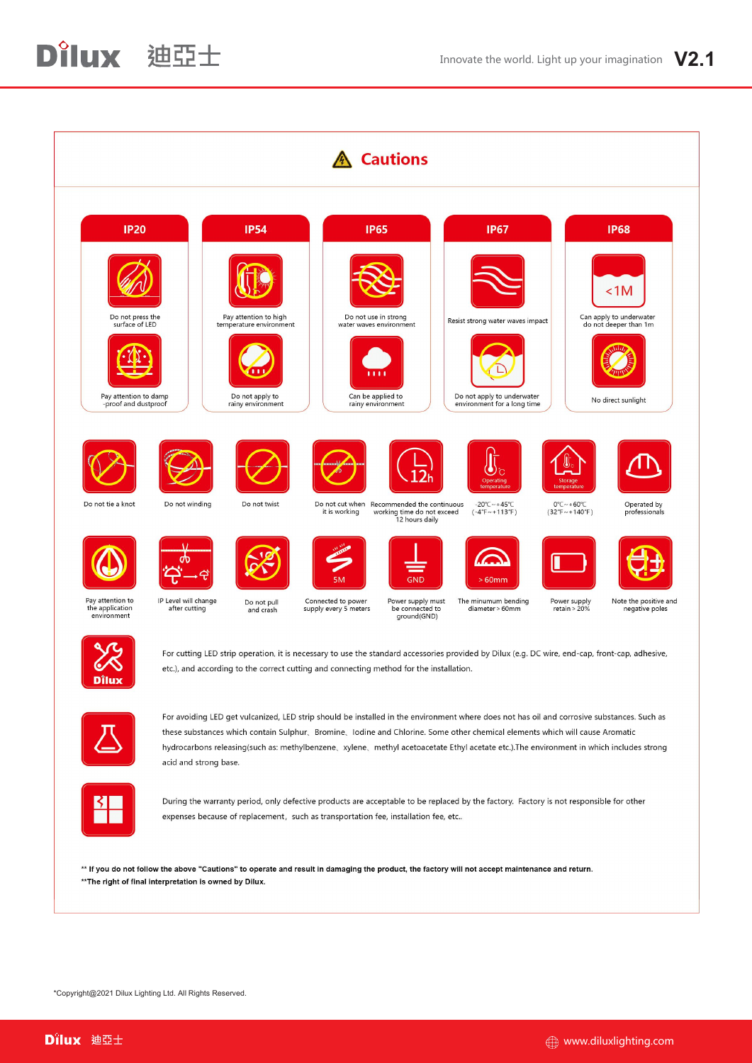# Cautions

## IP20

Do not press the surface of LED

Pay attention to damp -proof and dustproof

## IP54

Pay attention to high temperature environment

Do not apply to rainy environment

## IP65

Do not use in strong water waves environment

Can be applied to rainy environment

## IP67

Resist strong water waves impact

Do not apply to underwater environment for a long time

## IP68

<1M

Can apply to underwater do not deeper than 1m

No direct sunlight

---

Do not tie a knot

Do not winding

Do not twist

Do not cut when it is working

12h

Recommended the continuous working time do not exceed 12 hours daily

Operating temperature

-20℃～+45℃ (-4℉～+113℉)

Storage temperature

0℃～+60℃ (32℉～+140℉)

Operated by professionals

Pay attention to the application environment

IP Level will change after cutting

Do not pull and crash

5M

Connected to power supply every 5 meters

GND

Power supply must be connected to ground(GND)

> 60mm

The minumum bending diameter > 60mm

Power supply retain > 20%

Note the positive and negative poles

Dilux

For cutting LED strip operation, it is necessary to use the standard accessories provided by Dilux (e.g. DC wire, end-cap, front-cap, adhesive, etc.), and according to the correct cutting and connecting method for the installation.

For avoiding LED get vulcanized, LED strip should be installed in the environment where does not has oil and corrosive substances. Such as these substances which contain Sulphur、Bromine、Iodine and Chlorine. Some other chemical elements which will cause Aromatic hydrocarbons releasing(such as: methylbenzene、xylene、methyl acetoacetate Ethyl acetate etc.).The environment in which includes strong acid and strong base.

During the warranty period, only defective products are acceptable to be replaced by the factory. Factory is not responsible for other expenses because of replacement，such as transportation fee, installation fee, etc..

**** If you do not follow the above "Cautions" to operate and result in damaging the product, the factory will not accept maintenance and return.**

****The right of final interpretation is owned by Dilux.**

*Copyright@2021 Dilux Lighting Ltd. All Rights Reserved.